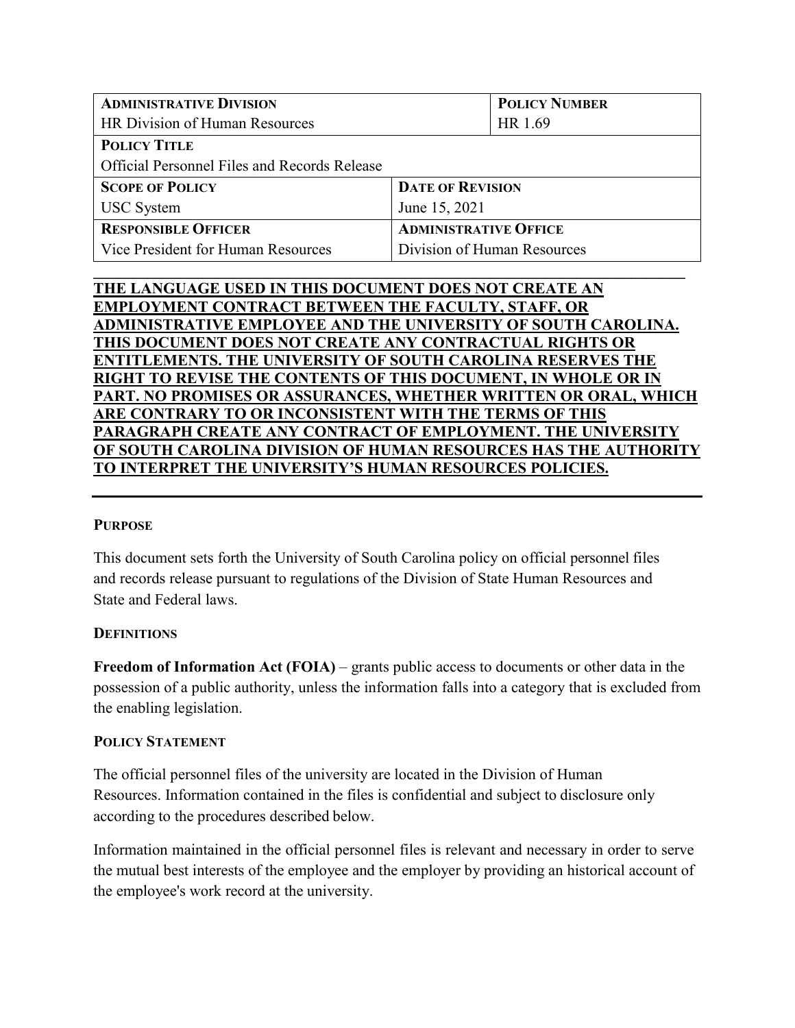| **Administrative Division** | | **Policy Number** |
| --- | --- | --- |
| HR Division of Human Resources | | HR 1.69 |
| **Policy Title** | | |
| Official Personnel Files and Records Release | | |
| **Scope of Policy** | **Date of Revision** | |
| USC System | June 15, 2021 | |
| **Responsible Officer** | **Administrative Office** | |
| Vice President for Human Resources | Division of Human Resources | |

**THE LANGUAGE USED IN THIS DOCUMENT DOES NOT CREATE AN EMPLOYMENT CONTRACT BETWEEN THE FACULTY, STAFF, OR ADMINISTRATIVE EMPLOYEE AND THE UNIVERSITY OF SOUTH CAROLINA. THIS DOCUMENT DOES NOT CREATE ANY CONTRACTUAL RIGHTS OR ENTITLEMENTS. THE UNIVERSITY OF SOUTH CAROLINA RESERVES THE RIGHT TO REVISE THE CONTENTS OF THIS DOCUMENT, IN WHOLE OR IN PART. NO PROMISES OR ASSURANCES, WHETHER WRITTEN OR ORAL, WHICH ARE CONTRARY TO OR INCONSISTENT WITH THE TERMS OF THIS PARAGRAPH CREATE ANY CONTRACT OF EMPLOYMENT. THE UNIVERSITY OF SOUTH CAROLINA DIVISION OF HUMAN RESOURCES HAS THE AUTHORITY TO INTERPRET THE UNIVERSITY'S HUMAN RESOURCES POLICIES.**

## Purpose

This document sets forth the University of South Carolina policy on official personnel files and records release pursuant to regulations of the Division of State Human Resources and State and Federal laws.

## Definitions

**Freedom of Information Act (FOIA)** – grants public access to documents or other data in the possession of a public authority, unless the information falls into a category that is excluded from the enabling legislation.

## Policy Statement

The official personnel files of the university are located in the Division of Human Resources. Information contained in the files is confidential and subject to disclosure only according to the procedures described below.

Information maintained in the official personnel files is relevant and necessary in order to serve the mutual best interests of the employee and the employer by providing an historical account of the employee's work record at the university.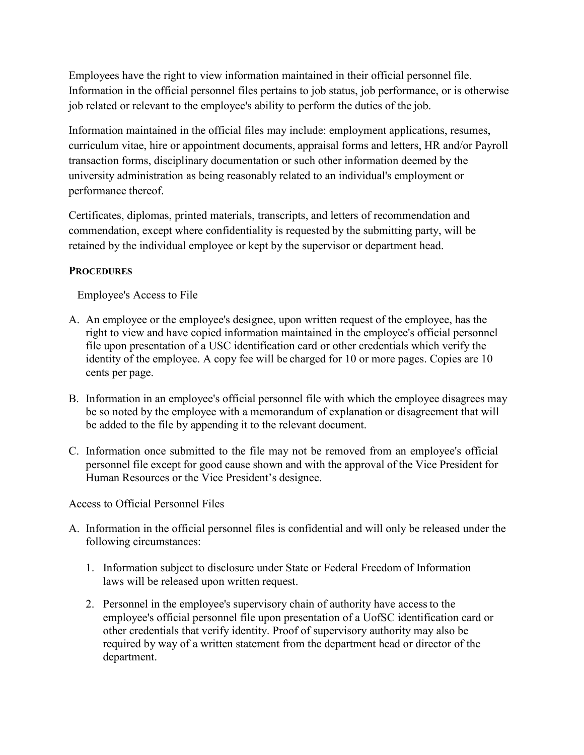Employees have the right to view information maintained in their official personnel file. Information in the official personnel files pertains to job status, job performance, or is otherwise job related or relevant to the employee's ability to perform the duties of the job.

Information maintained in the official files may include: employment applications, resumes, curriculum vitae, hire or appointment documents, appraisal forms and letters, HR and/or Payroll transaction forms, disciplinary documentation or such other information deemed by the university administration as being reasonably related to an individual's employment or performance thereof.

Certificates, diplomas, printed materials, transcripts, and letters of recommendation and commendation, except where confidentiality is requested by the submitting party, will be retained by the individual employee or kept by the supervisor or department head.

**PROCEDURES**

Employee's Access to File

A. An employee or the employee's designee, upon written request of the employee, has the right to view and have copied information maintained in the employee's official personnel file upon presentation of a USC identification card or other credentials which verify the identity of the employee. A copy fee will be charged for 10 or more pages. Copies are 10 cents per page.

B. Information in an employee's official personnel file with which the employee disagrees may be so noted by the employee with a memorandum of explanation or disagreement that will be added to the file by appending it to the relevant document.

C. Information once submitted to the file may not be removed from an employee's official personnel file except for good cause shown and with the approval of the Vice President for Human Resources or the Vice President's designee.

Access to Official Personnel Files

A. Information in the official personnel files is confidential and will only be released under the following circumstances:

   1. Information subject to disclosure under State or Federal Freedom of Information laws will be released upon written request.

   2. Personnel in the employee's supervisory chain of authority have access to the employee's official personnel file upon presentation of a UofSC identification card or other credentials that verify identity. Proof of supervisory authority may also be required by way of a written statement from the department head or director of the department.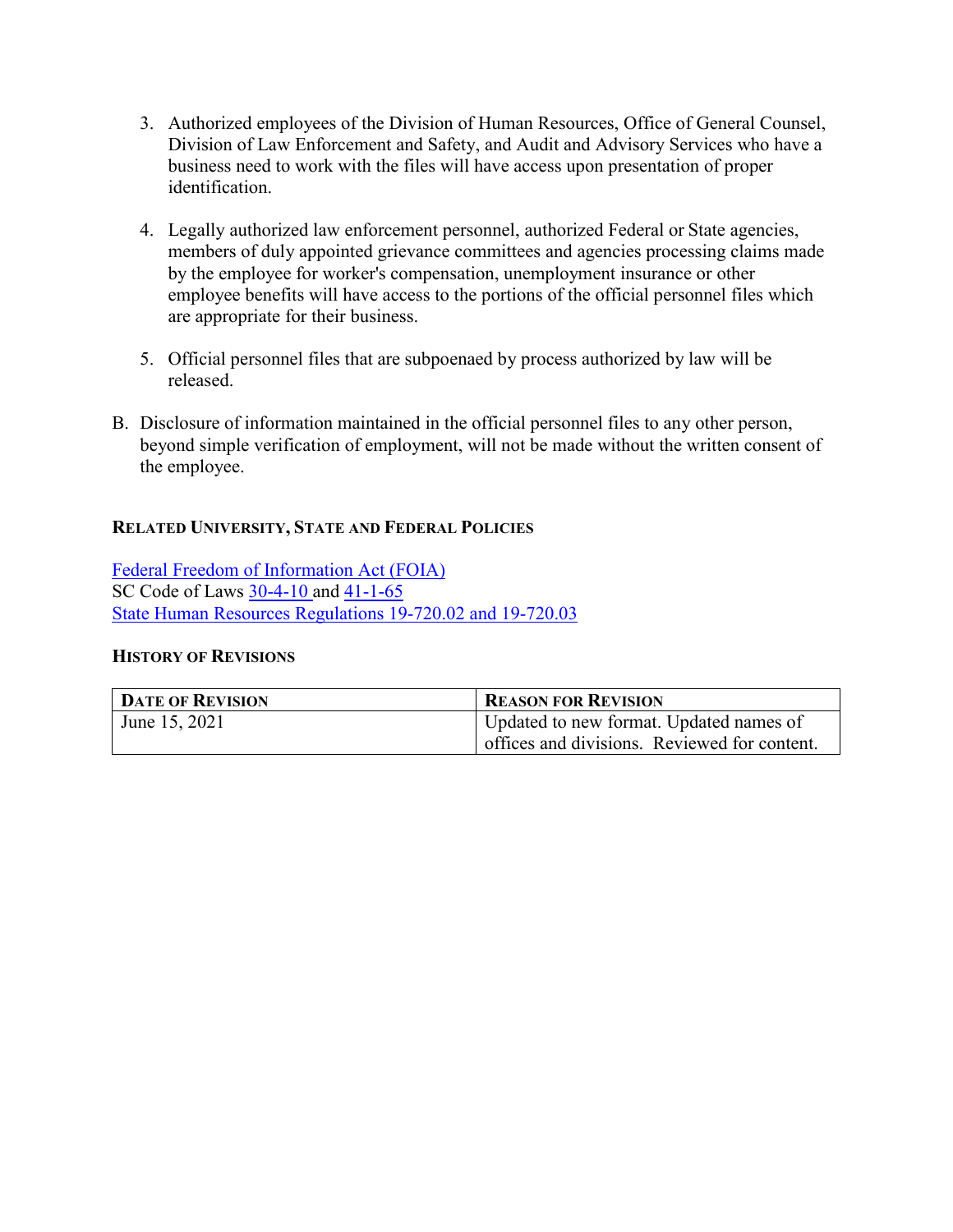3. Authorized employees of the Division of Human Resources, Office of General Counsel, Division of Law Enforcement and Safety, and Audit and Advisory Services who have a business need to work with the files will have access upon presentation of proper identification.

4. Legally authorized law enforcement personnel, authorized Federal or State agencies, members of duly appointed grievance committees and agencies processing claims made by the employee for worker's compensation, unemployment insurance or other employee benefits will have access to the portions of the official personnel files which are appropriate for their business.

5. Official personnel files that are subpoenaed by process authorized by law will be released.

B. Disclosure of information maintained in the official personnel files to any other person, beyond simple verification of employment, will not be made without the written consent of the employee.

### RELATED UNIVERSITY, STATE AND FEDERAL POLICIES

Federal Freedom of Information Act (FOIA)
SC Code of Laws 30-4-10 and 41-1-65
State Human Resources Regulations 19-720.02 and 19-720.03

### HISTORY OF REVISIONS

| DATE OF REVISION | REASON FOR REVISION |
| --- | --- |
| June 15, 2021 | Updated to new format. Updated names of offices and divisions. Reviewed for content. |